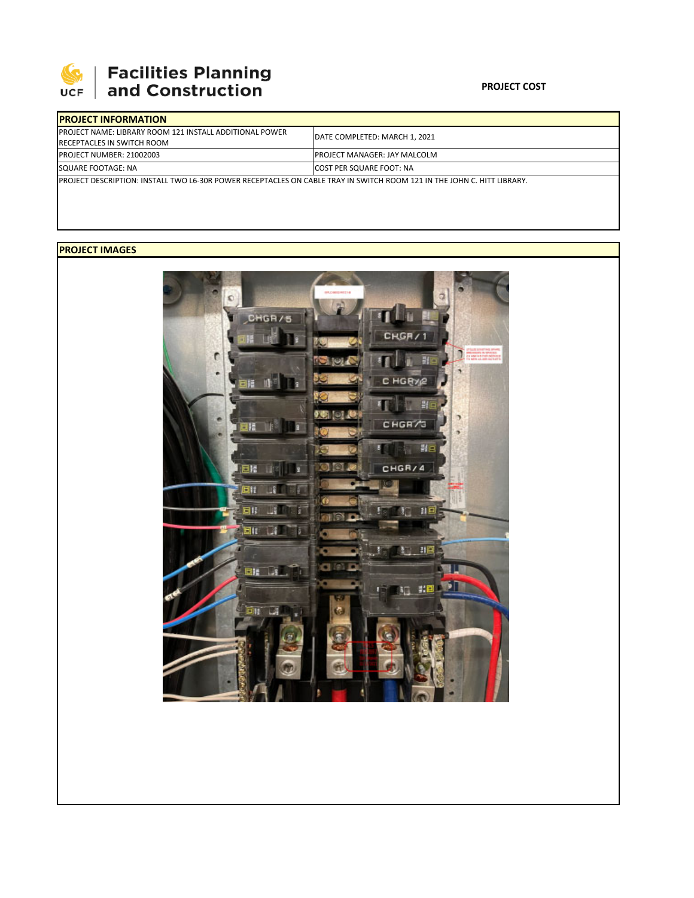UCF | Facilities Planning and Construction

**PROJECT COST**

| PROJECT INFORMATION | |
|---|---|
| PROJECT NAME: LIBRARY ROOM 121 INSTALL ADDITIONAL POWER RECEPTACLES IN SWITCH ROOM | DATE COMPLETED: MARCH 1, 2021 |
| PROJECT NUMBER: 21002003 | PROJECT MANAGER: JAY MALCOLM |
| SQUARE FOOTAGE: NA | COST PER SQUARE FOOT: NA |
| PROJECT DESCRIPTION: INSTALL TWO L6-30R POWER RECEPTACLES ON CABLE TRAY IN SWITCH ROOM 121 IN THE JOHN C. HITT LIBRARY. | |

**PROJECT IMAGES**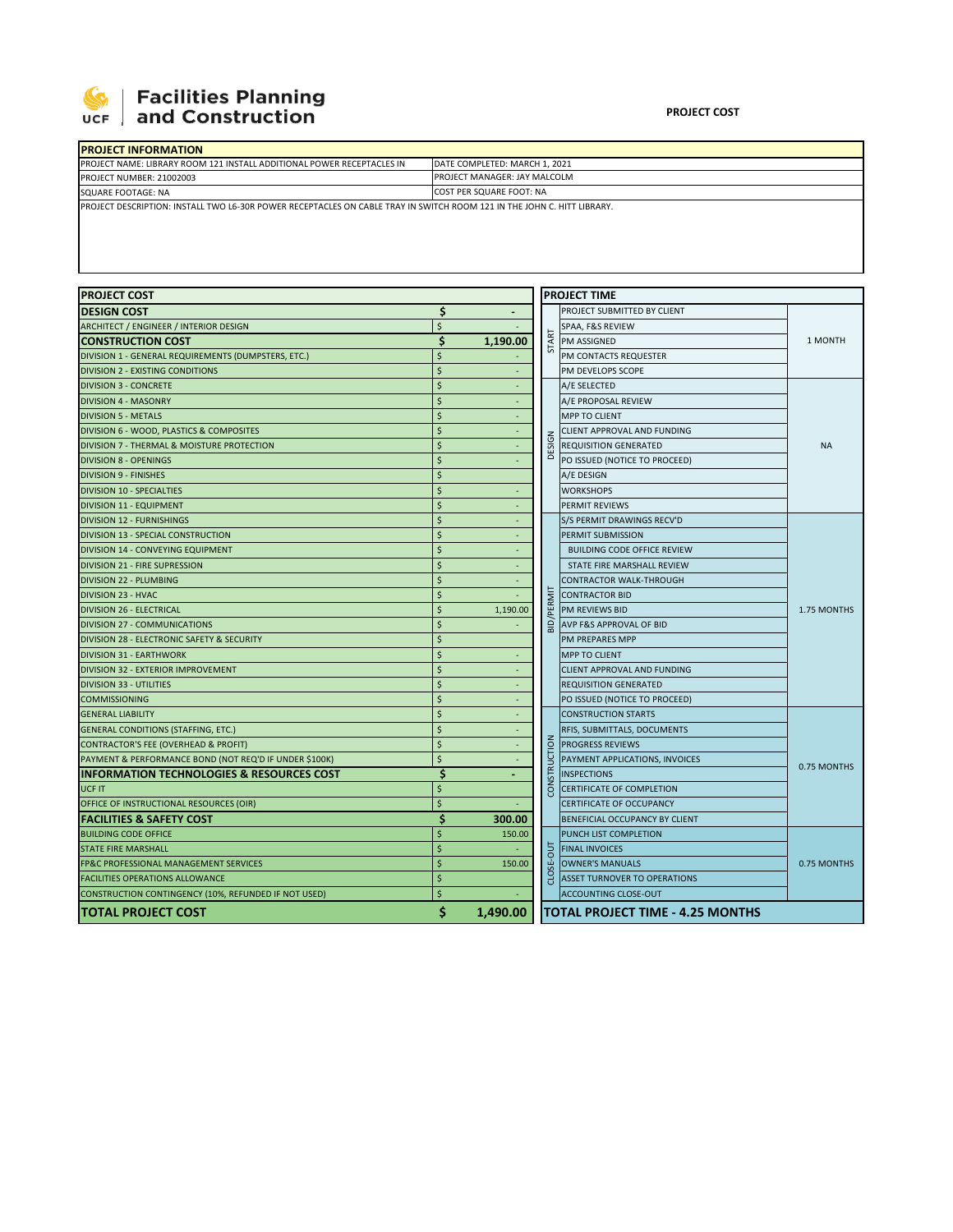**Facilities Planning and Construction**

**PROJECT COST**

| **PROJECT INFORMATION** | |
|---|---|
| PROJECT NAME: LIBRARY ROOM 121 INSTALL ADDITIONAL POWER RECEPTACLES IN | DATE COMPLETED: MARCH 1, 2021 |
| PROJECT NUMBER: 21002003 | PROJECT MANAGER: JAY MALCOLM |
| SQUARE FOOTAGE: NA | COST PER SQUARE FOOT: NA |
| PROJECT DESCRIPTION: INSTALL TWO L6-30R POWER RECEPTACLES ON CABLE TRAY IN SWITCH ROOM 121 IN THE JOHN C. HITT LIBRARY. | |

| **PROJECT COST** | |
|---|---|
| **DESIGN COST** | **$ -** |
| ARCHITECT / ENGINEER / INTERIOR DESIGN | $ - |
| **CONSTRUCTION COST** | **$ 1,190.00** |
| DIVISION 1 - GENERAL REQUIREMENTS (DUMPSTERS, ETC.) | $ - |
| DIVISION 2 - EXISTING CONDITIONS | $ - |
| DIVISION 3 - CONCRETE | $ - |
| DIVISION 4 - MASONRY | $ - |
| DIVISION 5 - METALS | $ - |
| DIVISION 6 - WOOD, PLASTICS & COMPOSITES | $ - |
| DIVISION 7 - THERMAL & MOISTURE PROTECTION | $ - |
| DIVISION 8 - OPENINGS | $ - |
| DIVISION 9 - FINISHES | $ |
| DIVISION 10 - SPECIALTIES | $ - |
| DIVISION 11 - EQUIPMENT | $ - |
| DIVISION 12 - FURNISHINGS | $ - |
| DIVISION 13 - SPECIAL CONSTRUCTION | $ - |
| DIVISION 14 - CONVEYING EQUIPMENT | $ - |
| DIVISION 21 - FIRE SUPRESSION | $ - |
| DIVISION 22 - PLUMBING | $ - |
| DIVISION 23 - HVAC | $ - |
| DIVISION 26 - ELECTRICAL | $ 1,190.00 |
| DIVISION 27 - COMMUNICATIONS | $ - |
| DIVISION 28 - ELECTRONIC SAFETY & SECURITY | $ |
| DIVISION 31 - EARTHWORK | $ - |
| DIVISION 32 - EXTERIOR IMPROVEMENT | $ - |
| DIVISION 33 - UTILITIES | $ - |
| COMMISSIONING | $ - |
| GENERAL LIABILITY | $ - |
| GENERAL CONDITIONS (STAFFING, ETC.) | $ - |
| CONTRACTOR'S FEE (OVERHEAD & PROFIT) | $ - |
| PAYMENT & PERFORMANCE BOND (NOT REQ'D IF UNDER $100K) | $ - |
| **INFORMATION TECHNOLOGIES & RESOURCES COST** | **$ -** |
| UCF IT | $ |
| OFFICE OF INSTRUCTIONAL RESOURCES (OIR) | $ - |
| **FACILITIES & SAFETY COST** | **$ 300.00** |
| BUILDING CODE OFFICE | $ 150.00 |
| STATE FIRE MARSHALL | $ - |
| FP&C PROFESSIONAL MANAGEMENT SERVICES | $ 150.00 |
| FACILITIES OPERATIONS ALLOWANCE | $ |
| CONSTRUCTION CONTINGENCY (10%, REFUNDED IF NOT USED) | $ - |
| **TOTAL PROJECT COST** | **$ 1,490.00** |

| **PROJECT TIME** | | |
|---|---|---|
| START | PROJECT SUBMITTED BY CLIENT | 1 MONTH |
| | SPAA, F&S REVIEW | |
| | PM ASSIGNED | |
| | PM CONTACTS REQUESTER | |
| | PM DEVELOPS SCOPE | |
| DESIGN | A/E SELECTED | NA |
| | A/E PROPOSAL REVIEW | |
| | MPP TO CLIENT | |
| | CLIENT APPROVAL AND FUNDING | |
| | REQUISITION GENERATED | |
| | PO ISSUED (NOTICE TO PROCEED) | |
| | A/E DESIGN | |
| | WORKSHOPS | |
| | PERMIT REVIEWS | |
| BID/PERMIT | S/S PERMIT DRAWINGS RECV'D | 1.75 MONTHS |
| | PERMIT SUBMISSION | |
| | BUILDING CODE OFFICE REVIEW | |
| | STATE FIRE MARSHALL REVIEW | |
| | CONTRACTOR WALK-THROUGH | |
| | CONTRACTOR BID | |
| | PM REVIEWS BID | |
| | AVP F&S APPROVAL OF BID | |
| | PM PREPARES MPP | |
| | MPP TO CLIENT | |
| | CLIENT APPROVAL AND FUNDING | |
| | REQUISITION GENERATED | |
| | PO ISSUED (NOTICE TO PROCEED) | |
| CONSTRUCTION | CONSTRUCTION STARTS | 0.75 MONTHS |
| | RFIS, SUBMITTALS, DOCUMENTS | |
| | PROGRESS REVIEWS | |
| | PAYMENT APPLICATIONS, INVOICES | |
| | INSPECTIONS | |
| | CERTIFICATE OF COMPLETION | |
| | CERTIFICATE OF OCCUPANCY | |
| | BENEFICIAL OCCUPANCY BY CLIENT | |
| CLOSE-OUT | PUNCH LIST COMPLETION | 0.75 MONTHS |
| | FINAL INVOICES | |
| | OWNER'S MANUALS | |
| | ASSET TURNOVER TO OPERATIONS | |
| | ACCOUNTING CLOSE-OUT | |
| **TOTAL PROJECT TIME - 4.25 MONTHS** | | |